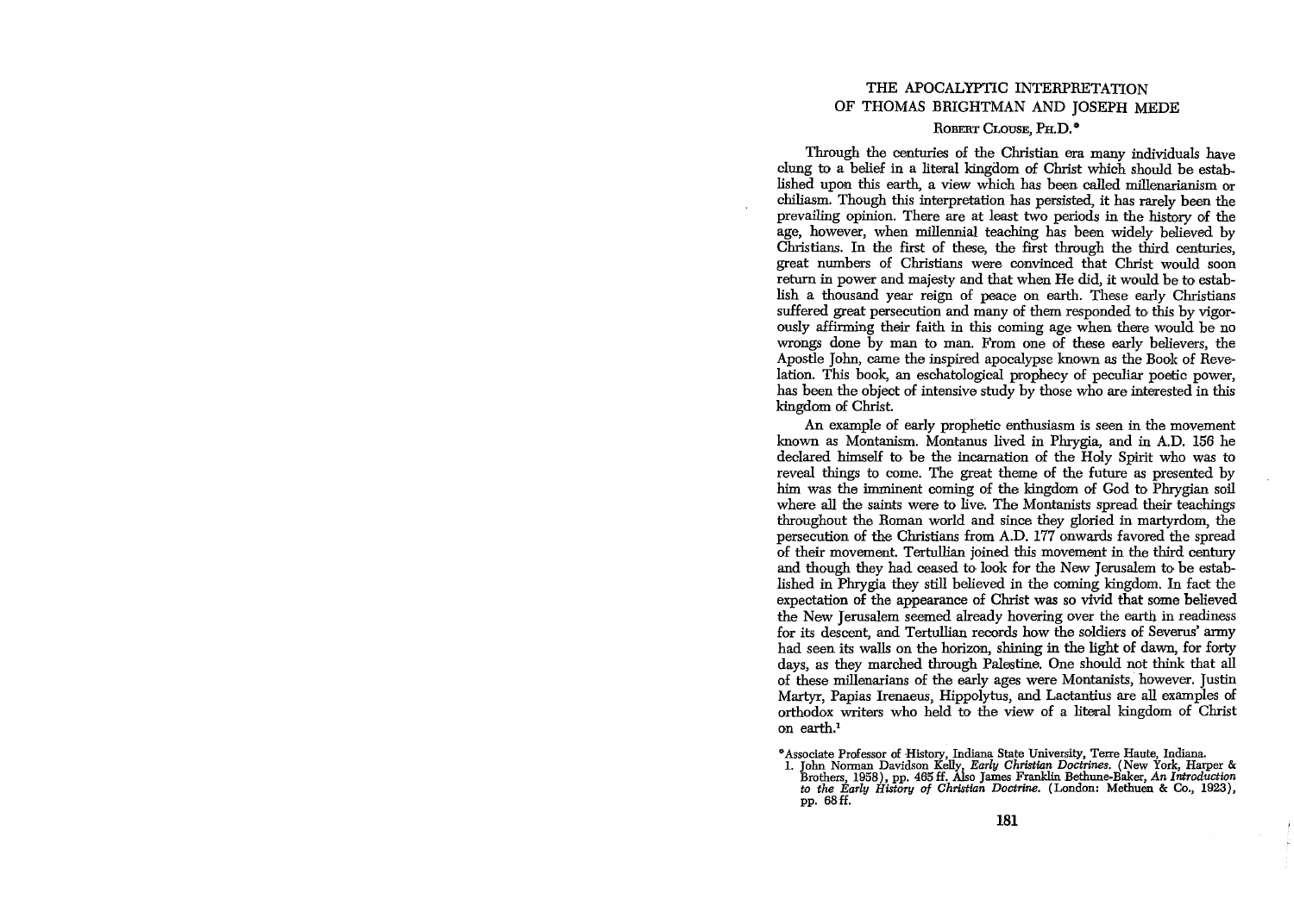# THE APOCALYPTIC INTERPRETATION OF THOMAS BRIGHTMAN AND JOSEPH MEDE

ROBERT CLOUSE, PH.D.*

Through the centuries of the Christian era many individuals have clung to a belief in a literal kingdom of Christ which should be established upon this earth, a view which has been called millenarianism or chiliasm. Though this interpretation has persisted, it has rarely been the prevailing opinion. There are at least two periods in the history of the age, however, when millennial teaching has been widely believed by Christians. In the first of these, the first through the third centuries, great numbers of Christians were convinced that Christ would soon return in power and majesty and that when He did, it would be to establish a thousand year reign of peace on earth. These early Christians suffered great persecution and many of them responded to this by vigorously affirming their faith in this coming age when there would be no wrongs done by man to man. From one of these early believers, the Apostle John, came the inspired apocalypse known as the Book of Revelation. This book, an eschatological prophecy of peculiar poetic power, has been the object of intensive study by those who are interested in this kingdom of Christ.

An example of early prophetic enthusiasm is seen in the movement known as Montanism. Montanus lived in Phrygia, and in A.D. 156 he declared himself to be the incarnation of the Holy Spirit who was to reveal things to come. The great theme of the future as presented by him was the imminent coming of the kingdom of God to Phrygian soil where all the saints were to live. The Montanists spread their teachings throughout the Roman world and since they gloried in martyrdom, the persecution of the Christians from A.D. 177 onwards favored the spread of their movement. Tertullian joined this movement in the third century and though they had ceased to look for the New Jerusalem to be established in Phrygia they still believed in the coming kingdom. In fact the expectation of the appearance of Christ was so vivid that some believed the New Jerusalem seemed already hovering over the earth in readiness for its descent, and Tertullian records how the soldiers of Severus' army had seen its walls on the horizon, shining in the light of dawn, for forty days, as they marched through Palestine. One should not think that all of these millenarians of the early ages were Montanists, however. Justin Martyr, Papias Irenaeus, Hippolytus, and Lactantius are all examples of orthodox writers who held to the view of a literal kingdom of Christ on earth.[1]

---

*Associate Professor of History, Indiana State University, Terre Haute, Indiana.

1. John Norman Davidson Kelly, *Early Christian Doctrines.* (New York, Harper & Brothers, 1958), pp. 465 ff. Also James Franklin Bethune-Baker, *An Introduction to the Early History of Christian Doctrine.* (London: Methuen & Co., 1923), pp. 68 ff.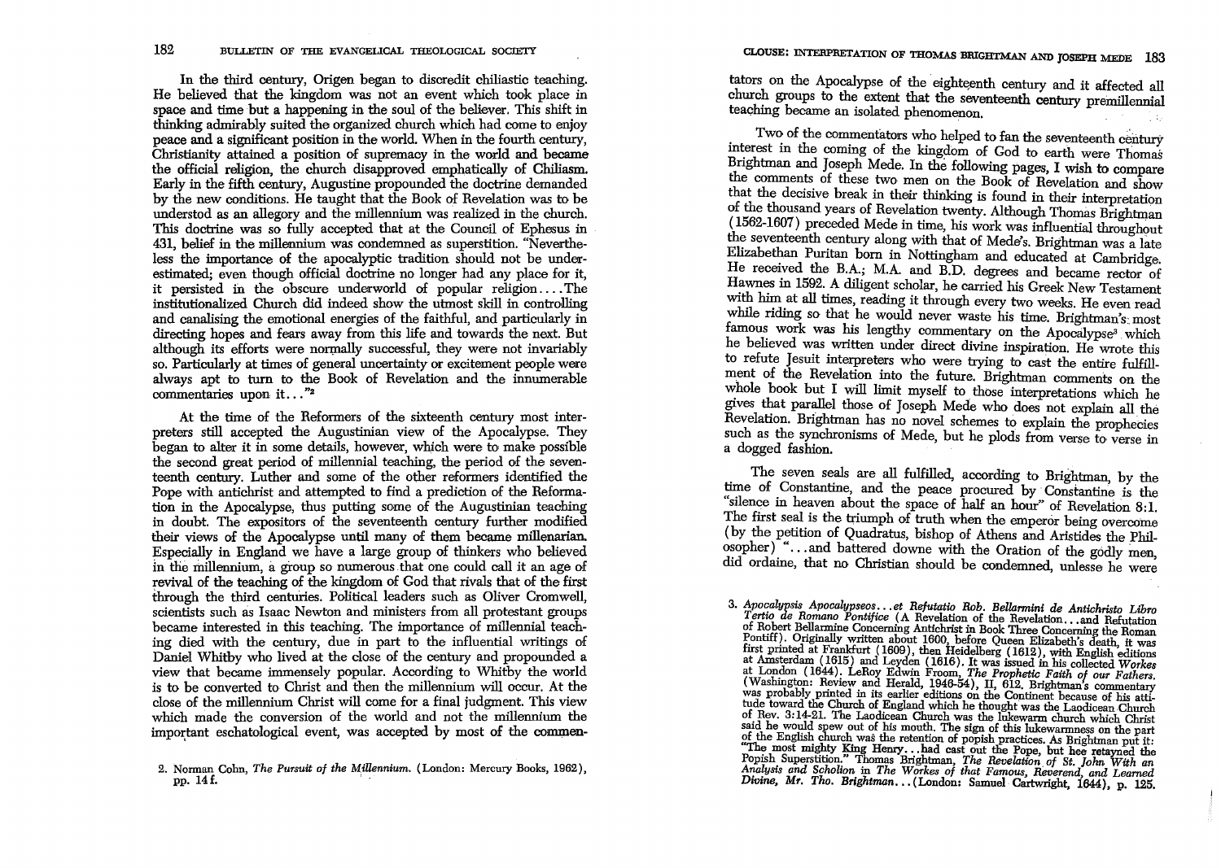In the third century, Origen began to discredit chiliastic teaching. He believed that the kingdom was not an event which took place in space and time but a happening in the soul of the believer. This shift in thinking admirably suited the organized church which had come to enjoy peace and a significant position in the world. When in the fourth century, Christianity attained a position of supremacy in the world and became the official religion, the church disapproved emphatically of Chiliasm. Early in the fifth century, Augustine propounded the doctrine demanded by the new conditions. He taught that the Book of Revelation was to be understod as an allegory and the millennium was realized in the church. This doctrine was so fully accepted that at the Council of Ephesus in 431, belief in the millennium was condemned as superstition. "Nevertheless the importance of the apocalyptic tradition should not be underestimated; even though official doctrine no longer had any place for it, it persisted in the obscure underworld of popular religion.... The institutionalized Church did indeed show the utmost skill in controlling and canalising the emotional energies of the faithful, and particularly in directing hopes and fears away from this life and towards the next. But although its efforts were normally successful, they were not invariably so. Particularly at times of general uncertainty or excitement people were always apt to turn to the Book of Revelation and the innumerable commentaries upon it..."[2]

At the time of the Reformers of the sixteenth century most interpreters still accepted the Augustinian view of the Apocalypse. They began to alter it in some details, however, which were to make possible the second great period of millennial teaching, the period of the seventeenth century. Luther and some of the other reformers identified the Pope with antichrist and attempted to find a prediction of the Reformation in the Apocalypse, thus putting some of the Augustinian teaching in doubt. The expositors of the seventeenth century further modified their views of the Apocalypse until many of them became millenarian. Especially in England we have a large group of thinkers who believed in the millennium, a group so numerous that one could call it an age of revival of the teaching of the kingdom of God that rivals that of the first through the third centuries. Political leaders such as Oliver Cromwell, scientists such as Isaac Newton and ministers from all protestant groups became interested in this teaching. The importance of millennial teaching died with the century, due in part to the influential writings of Daniel Whitby who lived at the close of the century and propounded a view that became immensely popular. According to Whitby the world is to be converted to Christ and then the millennium will occur. At the close of the millennium Christ will come for a final judgment. This view which made the conversion of the world and not the millennium the important eschatological event, was accepted by most of the commentators on the Apocalypse of the eighteenth century and it affected all church groups to the extent that the seventeenth century premillennial teaching became an isolated phenomenon.

Two of the commentators who helped to fan the seventeenth century interest in the coming of the kingdom of God to earth were Thomas Brightman and Joseph Mede. In the following pages, I wish to compare the comments of these two men on the Book of Revelation and show that the decisive break in their thinking is found in their interpretation of the thousand years of Revelation twenty. Although Thomas Brightman (1562-1607) preceded Mede in time, his work was influential throughout the seventeenth century along with that of Mede's. Brightman was a late Elizabethan Puritan born in Nottingham and educated at Cambridge. He received the B.A.; M.A. and B.D. degrees and became rector of Hawnes in 1592. A diligent scholar, he carried his Greek New Testament with him at all times, reading it through every two weeks. He even read while riding so that he would never waste his time. Brightman's most famous work was his lengthy commentary on the Apocalypse[3] which he believed was written under direct divine inspiration. He wrote this to refute Jesuit interpreters who were trying to cast the entire fulfillment of the Revelation into the future. Brightman comments on the whole book but I will limit myself to those interpretations which he gives that parallel those of Joseph Mede who does not explain all the Revelation. Brightman has no novel schemes to explain the prophecies such as the synchronisms of Mede, but he plods from verse to verse in a dogged fashion.

The seven seals are all fulfilled, according to Brightman, by the time of Constantine, and the peace procured by Constantine is the "silence in heaven about the space of half an hour" of Revelation 8:1. The first seal is the triumph of truth when the emperor being overcome (by the petition of Quadratus, bishop of Athens and Aristides the Philosopher) "...and battered downe with the Oration of the godly men, did ordaine, that no Christian should be condemned, unlesse he were

---

2. Norman Cohn, *The Pursuit of the Millennium.* (London: Mercury Books, 1962), pp. 14f.

3. *Apocalypsis Apocalypseos... et Refutatio Rob. Bellarmini de Antichristo Libro Tertio de Romano Pontifice* (A Revelation of the Revelation... and Refutation of Robert Bellarmine Concerning Antichrist in Book Three Concerning the Roman Pontiff). Originally written about 1600, before Queen Elizabeth's death, it was first printed at Frankfurt (1609), then Heidelberg (1612), with English editions at Amsterdam (1615) and Leyden (1616). It was issued in his collected *Workes* at London (1644). LeRoy Edwin Froom, *The Prophetic Faith of our Fathers.* (Washington: Review and Herald, 1946-54), II, 612. Brightman's commentary was probably printed in its earlier editions on the Continent because of his attitude toward the Church of England which he thought was the Laodicean Church of Rev. 3:14-21. The Laodicean Church was the lukewarm church which Christ said he would spew out of his mouth. The sign of this lukewarmness on the part of the English church was the retention of popish practices. As Brightman put it: "The most mighty King Henry...had cast out the Pope, but hee retayned the Popish Superstition." Thomas Brightman, *The Revelation of St. John With an Analysis and Scholion* in *The Workes of that Famous, Reverend, and Learned Divine, Mr. Tho. Brightman...* (London: Samuel Cartwright, 1644), p. 125.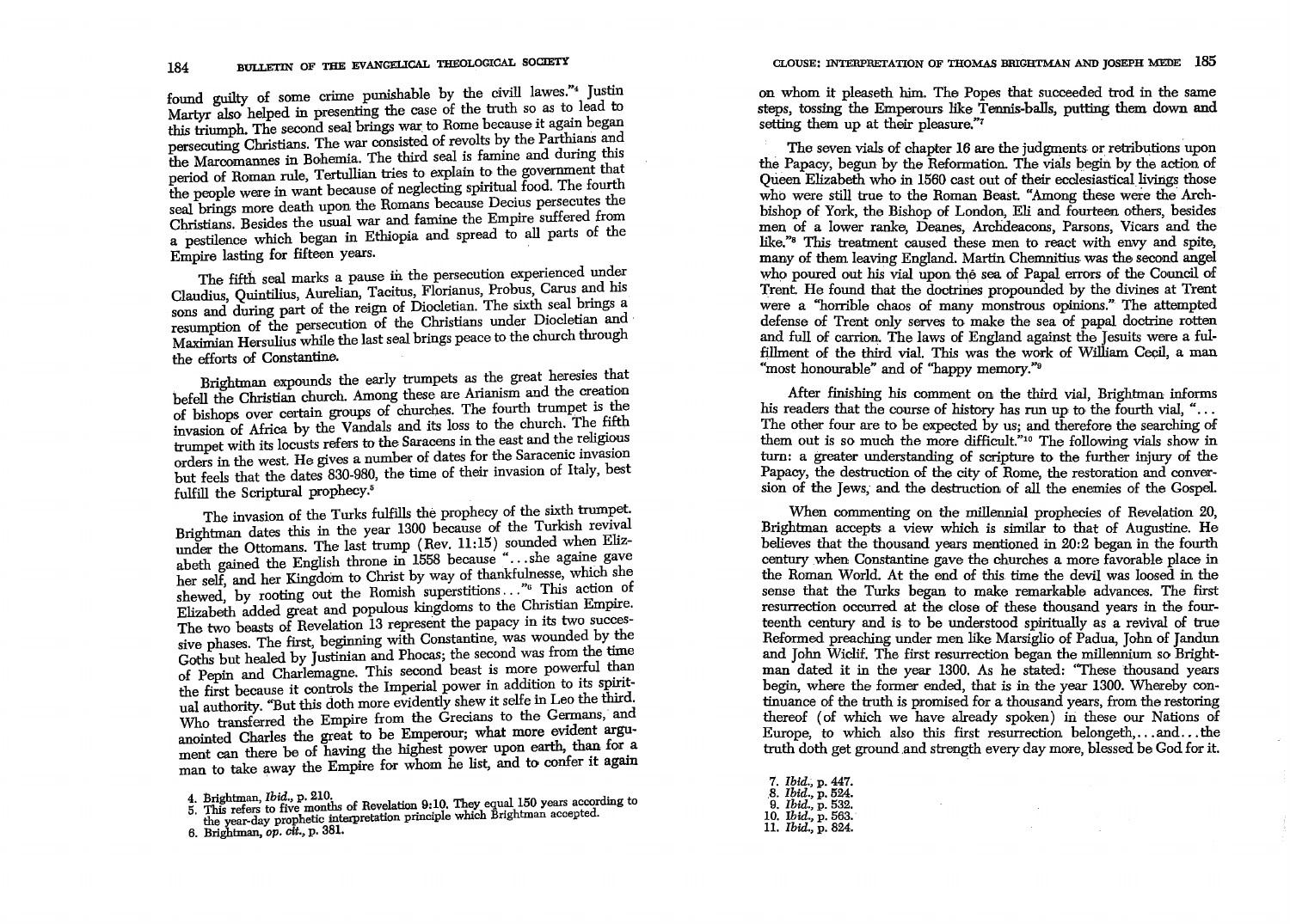found guilty of some crime punishable by the civill lawes."[4] Justin Martyr also helped in presenting the case of the truth so as to lead to this triumph. The second seal brings war to Rome because it again began persecuting Christians. The war consisted of revolts by the Parthians and the Marcomannes in Bohemia. The third seal is famine and during this period of Roman rule, Tertullian tries to explain to the government that the people were in want because of neglecting spiritual food. The fourth seal brings more death upon the Romans because Decius persecutes the Christians. Besides the usual war and famine the Empire suffered from a pestilence which began in Ethiopia and spread to all parts of the Empire lasting for fifteen years.

The fifth seal marks a pause in the persecution experienced under Claudius, Quintilius, Aurelian, Tacitus, Florianus, Probus, Carus and his sons and during part of the reign of Diocletian. The sixth seal brings a resumption of the persecution of the Christians under Diocletian and Maximian Hersulius while the last seal brings peace to the church through the efforts of Constantine.

Brightman expounds the early trumpets as the great heresies that befell the Christian church. Among these are Arianism and the creation of bishops over certain groups of churches. The fourth trumpet is the invasion of Africa by the Vandals and its loss to the church. The fifth trumpet with its locusts refers to the Saracens in the east and the religious orders in the west. He gives a number of dates for the Saracenic invasion but feels that the dates 830-980, the time of their invasion of Italy, best fulfill the Scriptural prophecy.[5]

The invasion of the Turks fulfills the prophecy of the sixth trumpet. Brightman dates this in the year 1300 because of the Turkish revival under the Ottomans. The last trump (Rev. 11:15) sounded when Elizabeth gained the English throne in 1558 because "...she againe gave her self, and her Kingdom to Christ by way of thankfulnesse, which she shewed, by rooting out the Romish superstitions..."[6] This action of Elizabeth added great and populous kingdoms to the Christian Empire. The two beasts of Revelation 13 represent the papacy in its two successive phases. The first, beginning with Constantine, was wounded by the Goths but healed by Justinian and Phocas; the second was from the time of Pepin and Charlemagne. This second beast is more powerful than the first because it controls the Imperial power in addition to its spiritual authority. "But this doth more evidently shew it selfe in Leo the third. Who transferred the Empire from the Grecians to the Germans, and anointed Charles the great to be Emperour; what more evident argument can there be of having the highest power upon earth, than for a man to take away the Empire for whom he list, and to confer it again on whom it pleaseth him. The Popes that succeeded trod in the same steps, tossing the Emperours like Tennis-balls, putting them down and setting them up at their pleasure."[7]

The seven vials of chapter 16 are the judgments or retributions upon the Papacy, begun by the Reformation. The vials begin by the action of Queen Elizabeth who in 1560 cast out of their ecclesiastical livings those who were still true to the Roman Beast. "Among these were the Archbishop of York, the Bishop of London, Eli and fourteen others, besides men of a lower ranke, Deanes, Archdeacons, Parsons, Vicars and the like."[8] This treatment caused these men to react with envy and spite, many of them leaving England. Martin Chemnitius was the second angel who poured out his vial upon the sea of Papal errors of the Council of Trent. He found that the doctrines propounded by the divines at Trent were a "horrible chaos of many monstrous opinions." The attempted defense of Trent only serves to make the sea of papal doctrine rotten and full of carrion. The laws of England against the Jesuits were a fulfillment of the third vial. This was the work of William Cecil, a man "most honourable" and of "happy memory."[9]

After finishing his comment on the third vial, Brightman informs his readers that the course of history has run up to the fourth vial, "... The other four are to be expected by us; and therefore the searching of them out is so much the more difficult."[10] The following vials show in turn: a greater understanding of scripture to the further injury of the Papacy, the destruction of the city of Rome, the restoration and conversion of the Jews, and the destruction of all the enemies of the Gospel.

When commenting on the millennial prophecies of Revelation 20, Brightman accepts a view which is similar to that of Augustine. He believes that the thousand years mentioned in 20:2 began in the fourth century when Constantine gave the churches a more favorable place in the Roman World. At the end of this time the devil was loosed in the sense that the Turks began to make remarkable advances. The first resurrection occurred at the close of these thousand years in the fourteenth century and is to be understood spiritually as a revival of true Reformed preaching under men like Marsiglio of Padua, John of Jandun and John Wiclif. The first resurrection began the millennium so Brightman dated it in the year 1300. As he stated: "These thousand years begin, where the former ended, that is in the year 1300. Whereby continuance of the truth is promised for a thousand years, from the restoring thereof (of which we have already spoken) in these our Nations of Europe, to which also this first resurrection belongeth,...and...the truth doth get ground and strength every day more, blessed be God for it.

4. Brightman, *Ibid.*, p. 210.
5. This refers to five months of Revelation 9:10. They equal 150 years according to the year-day prophetic interpretation principle which Brightman accepted.
6. Brightman, *op. cit.*, p. 381.
7. *Ibid.*, p. 447.
8. *Ibid.*, p. 524.
9. *Ibid.*, p. 532.
10. *Ibid.*, p. 563.
11. *Ibid.*, p. 824.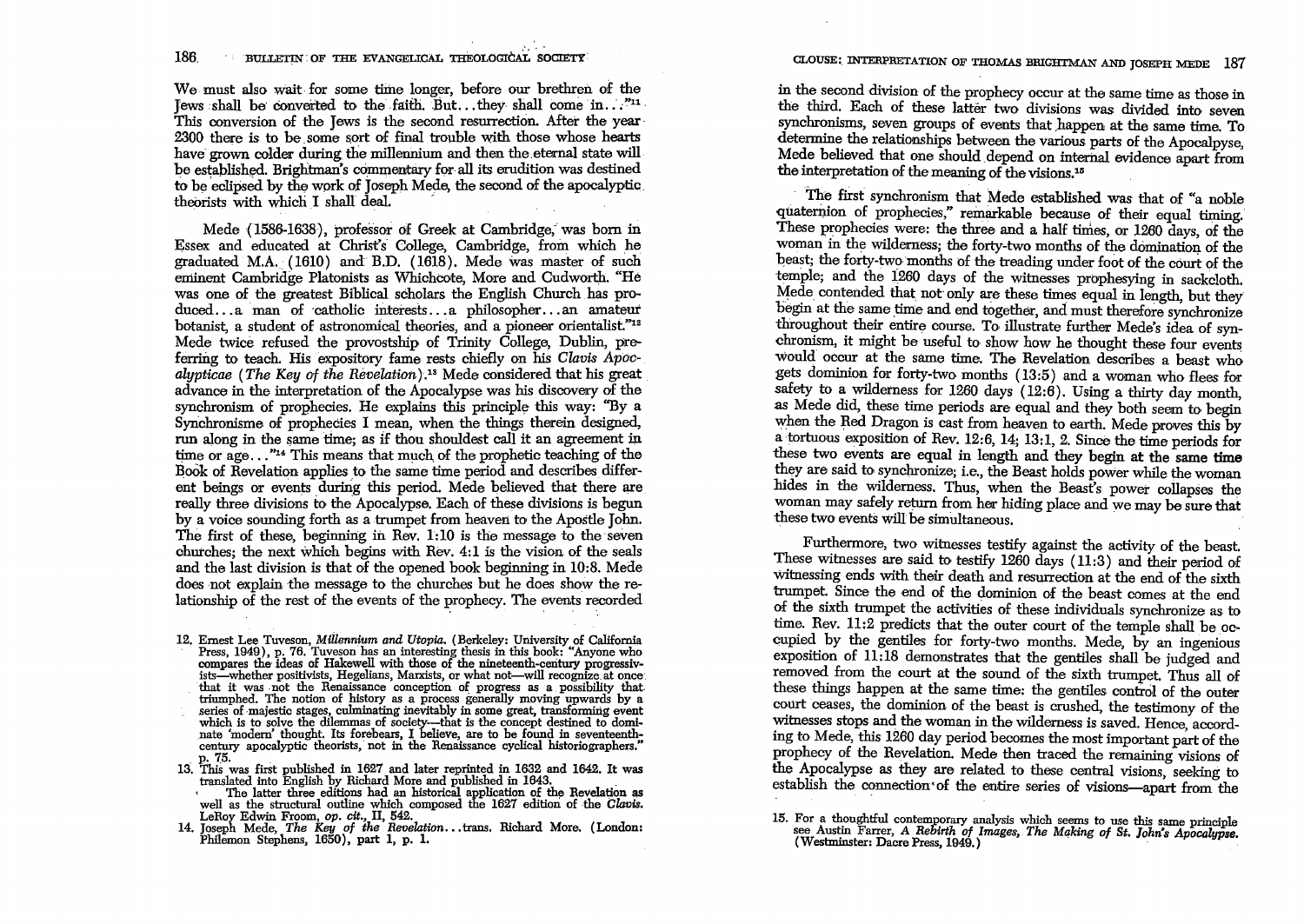We must also wait for some time longer, before our brethren of the Jews shall be converted to the faith. But. . . they shall come in. . ."[11] This conversion of the Jews is the second resurrection. After the year 2300 there is to be some sort of final trouble with those whose hearts have grown colder during the millennium and then the eternal state will be established. Brightman's commentary for all its erudition was destined to be eclipsed by the work of Joseph Mede, the second of the apocalyptic theorists with which I shall deal.

Mede (1586-1638), professor of Greek at Cambridge, was born in Essex and educated at Christ's College, Cambridge, from which he graduated M.A. (1610) and B.D. (1618). Mede was master of such eminent Cambridge Platonists as Whichcote, More and Cudworth. "He was one of the greatest Biblical scholars the English Church has produced. . . a man of catholic interests. . . a philosopher. . . an amateur botanist, a student of astronomical theories, and a pioneer orientalist."[12] Mede twice refused the provostship of Trinity College, Dublin, preferring to teach. His expository fame rests chiefly on his *Clavis Apocalypticae* (*The Key of the Revelation*).[13] Mede considered that his great advance in the interpretation of the Apocalypse was his discovery of the synchronism of prophecies. He explains this principle this way: "By a Synchronisme of prophecies I mean, when the things therein designed, run along in the same time; as if thou shouldest call it an agreement in time or age. . ."[14] This means that much of the prophetic teaching of the Book of Revelation applies to the same time period and describes different beings or events during this period. Mede believed that there are really three divisions to the Apocalypse. Each of these divisions is begun by a voice sounding forth as a trumpet from heaven to the Apostle John. The first of these, beginning in Rev. 1:10 is the message to the seven churches; the next which begins with Rev. 4:1 is the vision of the seals and the last division is that of the opened book beginning in 10:8. Mede does not explain the message to the churches but he does show the relationship of the rest of the events of the prophecy. The events recorded in the second division of the prophecy occur at the same time as those in the third. Each of these latter two divisions was divided into seven synchronisms, seven groups of events that happen at the same time. To determine the relationships between the various parts of the Apocalypse, Mede believed that one should depend on internal evidence apart from the interpretation of the meaning of the visions.[15]

The first synchronism that Mede established was that of "a noble quaternion of prophecies," remarkable because of their equal timing. These prophecies were: the three and a half times, or 1260 days, of the woman in the wilderness; the forty-two months of the domination of the beast; the forty-two months of the treading under foot of the court of the temple; and the 1260 days of the witnesses prophesying in sackcloth. Mede contended that not only are these times equal in length, but they begin at the same time and end together, and must therefore synchronize throughout their entire course. To illustrate further Mede's idea of synchronism, it might be useful to show how he thought these four events would occur at the same time. The Revelation describes a beast who gets dominion for forty-two months (13:5) and a woman who flees for safety to a wilderness for 1260 days (12:6). Using a thirty day month, as Mede did, these time periods are equal and they both seem to begin when the Red Dragon is cast from heaven to earth. Mede proves this by a tortuous exposition of Rev. 12:6, 14; 13:1, 2. Since the time periods for these two events are equal in length and they begin at the same time they are said to synchronize; i.e., the Beast holds power while the woman hides in the wilderness. Thus, when the Beast's power collapses the woman may safely return from her hiding place and we may be sure that these two events will be simultaneous.

Furthermore, two witnesses testify against the activity of the beast. These witnesses are said to testify 1260 days (11:3) and their period of witnessing ends with their death and resurrection at the end of the sixth trumpet. Since the end of the dominion of the beast comes at the end of the sixth trumpet the activities of these individuals synchronize as to time. Rev. 11:2 predicts that the outer court of the temple shall be occupied by the gentiles for forty-two months. Mede, by an ingenious exposition of 11:18 demonstrates that the gentiles shall be judged and removed from the court at the sound of the sixth trumpet. Thus all of these things happen at the same time: the gentiles control of the outer court ceases, the dominion of the beast is crushed, the testimony of the witnesses stops and the woman in the wilderness is saved. Hence, according to Mede, this 1260 day period becomes the most important part of the prophecy of the Revelation. Mede then traced the remaining visions of the Apocalypse as they are related to these central visions, seeking to establish the connection of the entire series of visions—apart from the

---

12. Ernest Lee Tuveson, *Millennium and Utopia.* (Berkeley: University of California Press, 1949), p. 76. Tuveson has an interesting thesis in this book: "Anyone who compares the ideas of Hakewell with those of the nineteenth-century progressivists—whether positivists, Hegelians, Marxists, or what not—will recognize at once that it was not the Renaissance conception of progress as a possibility that triumphed. The notion of history as a process generally moving upwards by a series of majestic stages, culminating inevitably in some great, transforming event which is to solve the dilemmas of society—that is the concept destined to dominate 'modern' thought. Its forebears, I believe, are to be found in seventeenth-century apocalyptic theorists, not in the Renaissance cyclical historiographers." p. 75.
13. This was first published in 1627 and later reprinted in 1632 and 1642. It was translated into English by Richard More and published in 1643.
   The latter three editions had an historical application of the Revelation as well as the structural outline which composed the 1627 edition of the *Clavis*. LeRoy Edwin Froom, *op. cit.*, II, 542.
14. Joseph Mede, *The Key of the Revelation*. . . trans. Richard More. (London: Philemon Stephens, 1650), part 1, p. 1.
15. For a thoughtful contemporary analysis which seems to use this same principle see Austin Farrer, *A Rebirth of Images, The Making of St. John's Apocalypse.* (Westminster: Dacre Press, 1949.)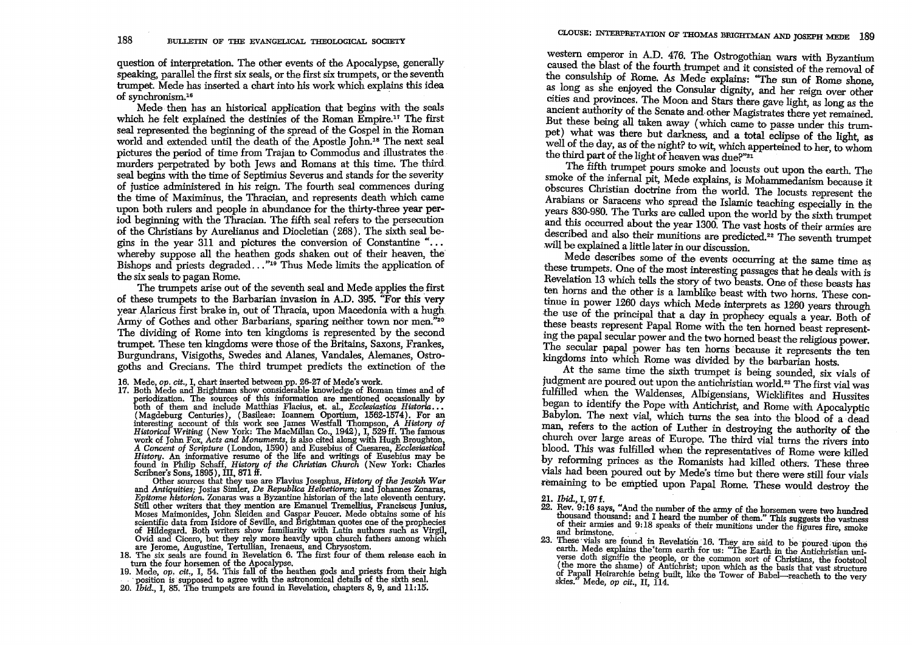question of interpretation. The other events of the Apocalypse, generally speaking, parallel the first six seals, or the first six trumpets, or the seventh trumpet. Mede has inserted a chart into his work which explains this idea of synchronism.[16]

Mede then has an historical application that begins with the seals which he felt explained the destinies of the Roman Empire.[17] The first seal represented the beginning of the spread of the Gospel in the Roman world and extended until the death of the Apostle John.[18] The next seal pictures the period of time from Trajan to Commodus and illustrates the murders perpetrated by both Jews and Romans at this time. The third seal begins with the time of Septimius Severus and stands for the severity of justice administered in his reign. The fourth seal commences during the time of Maximinus, the Thracian, and represents death which came upon both rulers and people in abundance for the thirty-three year period beginning with the Thracian. The fifth seal refers to the persecution of the Christians by Aurelianus and Diocletian (268). The sixth seal begins in the year 311 and pictures the conversion of Constantine "... whereby suppose all the heathen gods shaken out of their heaven, the Bishops and priests degraded..."[19] Thus Mede limits the application of the six seals to pagan Rome.

The trumpets arise out of the seventh seal and Mede applies the first of these trumpets to the Barbarian invasion in A.D. 395. "For this very year Alaricus first brake in, out of Thracia, upon Macedonia with a hugh Army of Gothes and other Barbarians, sparing neither town nor men."[20] The dividing of Rome into ten kingdoms is represented by the second trumpet. These ten kingdoms were those of the Britains, Saxons, Frankes, Burgundrans, Visigoths, Swedes and Alanes, Vandales, Alemanes, Ostrogoths and Grecians. The third trumpet predicts the extinction of the western emperor in A.D. 476. The Ostrogothian wars with Byzantium caused the blast of the fourth trumpet and it consisted of the removal of the consulship of Rome. As Mede explains: "The sun of Rome shone, as long as she enjoyed the Consular dignity, and her reign over other cities and provinces. The Moon and Stars there gave light, as long as the ancient authority of the Senate and other Magistrates there yet remained. But these being all taken away (which came to passe under this trumpet) what was there but darkness, and a total eclipse of the light, as well of the day, as of the night? to wit, which apperteined to her, to whom the third part of the light of heaven was due?"[21]

The fifth trumpet pours smoke and locusts out upon the earth. The smoke of the infernal pit, Mede explains, is Mohammedanism because it obscures Christian doctrine from the world. The locusts represent the Arabians or Saracens who spread the Islamic teaching especially in the years 830-980. The Turks are called upon the world by the sixth trumpet and this occurred about the year 1300. The vast hosts of their armies are described and also their munitions are predicted.[22] The seventh trumpet will be explained a little later in our discussion.

Mede describes some of the events occurring at the same time as these trumpets. One of the most interesting passages that he deals with is Revelation 13 which tells the story of two beasts. One of these beasts has ten horns and the other is a lamblike beast with two horns. These continue in power 1260 days which Mede interprets as 1260 years through the use of the principal that a day in prophecy equals a year. Both of these beasts represent Papal Rome with the ten horned beast representing the papal secular power and the two horned beast the religious power. The secular papal power has ten horns because it represents the ten kingdoms into which Rome was divided by the barbarian hosts.

At the same time the sixth trumpet is being sounded, six vials of judgment are poured out upon the antichristian world.[23] The first vial was fulfilled when the Waldenses, Albigensians, Wicklifites and Hussites began to identify the Pope with Antichrist, and Rome with Apocalyptic Babylon. The next vial, which turns the sea into the blood of a dead man, refers to the action of Luther in destroying the authority of the church over large areas of Europe. The third vial turns the rivers into blood. This was fulfilled when the representatives of Rome were killed by reforming princes as the Romanists had killed others. These three vials had been poured out by Mede's time but there were still four vials remaining to be emptied upon Papal Rome. These would destroy the

---

16. Mede, *op. cit.*, I, chart inserted between pp. 26-27 of Mede's work.

17. Both Mede and Brightman show considerable knowledge of Roman times and of periodization. The sources of this information are mentioned occasionally by both of them and include Matthias Flacius, et. al., *Ecclesiastica Historia...* (Magdeburg Centuries), (Basileae: Ioannem Oportium, 1562-1574). For an interesting account of this work see James Westfall Thompson, *A History of Historical Writing* (New York: The MacMillan Co., 1942), I, 529 ff. The famous work of John Fox, *Acts and Monuments*, is also cited along with Hugh Broughton, *A Concent of Scripture* (London, 1590) and Eusebius of Caesarea, *Ecclesiastical History*. An informative resume of the life and writings of Eusebius may be found in Philip Schaff, *History of the Christian Church* (New York: Charles Scribner's Sons, 1895), III, 871 ff.

Other sources that they use are Flavius Josephus, *History of the Jewish War* and *Antiquities*; Josias Simler, *De Republica Helvetiorum*; and Johannes Zonaras, *Epitome historion*. Zonaras was a Byzantine historian of the late eleventh century. Still other writers that they mention are Emanuel Tremellius, Franciscus Junius, Moses Maimonides, John Sleiden and Gaspar Peucer. Mede obtains some of his scientific data from Isidore of Seville, and Brightman quotes one of the prophecies of Hildegard. Both writers show familiarity with Latin authors such as Virgil, Ovid and Cicero, but they rely more heavily upon church fathers among which are Jerome, Augustine, Tertullian, Irenaeus, and Chrysostom.

18. The six seals are found in Revelation 6. The first four of them release each in turn the four horsemen of the Apocalypse.

19. Mede, *op. cit.*, I, 54. This fall of the heathen gods and priests from their high position is supposed to agree with the astronomical details of the sixth seal.

20. *Ibid.*, I, 85. The trumpets are found in Revelation, chapters 8, 9, and 11:15.

21. *Ibid.*, I, 97 f.

22. Rev. 9:16 says, "And the number of the army of the horsemen were two hundred thousand thousand: and I heard the number of them." This suggests the vastness of their armies and 9:18 speaks of their munitions under the figures fire, smoke and brimstone.

23. These vials are found in Revelation 16. They are said to be poured upon the earth. Mede explains the term earth for us: "The Earth in the Antichristian universe doth signifie the people, or the common sort of Christians, the footstool (the more the basis) of Antichrist; upon which as the basis that vast structure of Papall Heirarchie being built, like the Tower of Babel—reacheth to the very skies." Mede, *op cit.*, II, 114.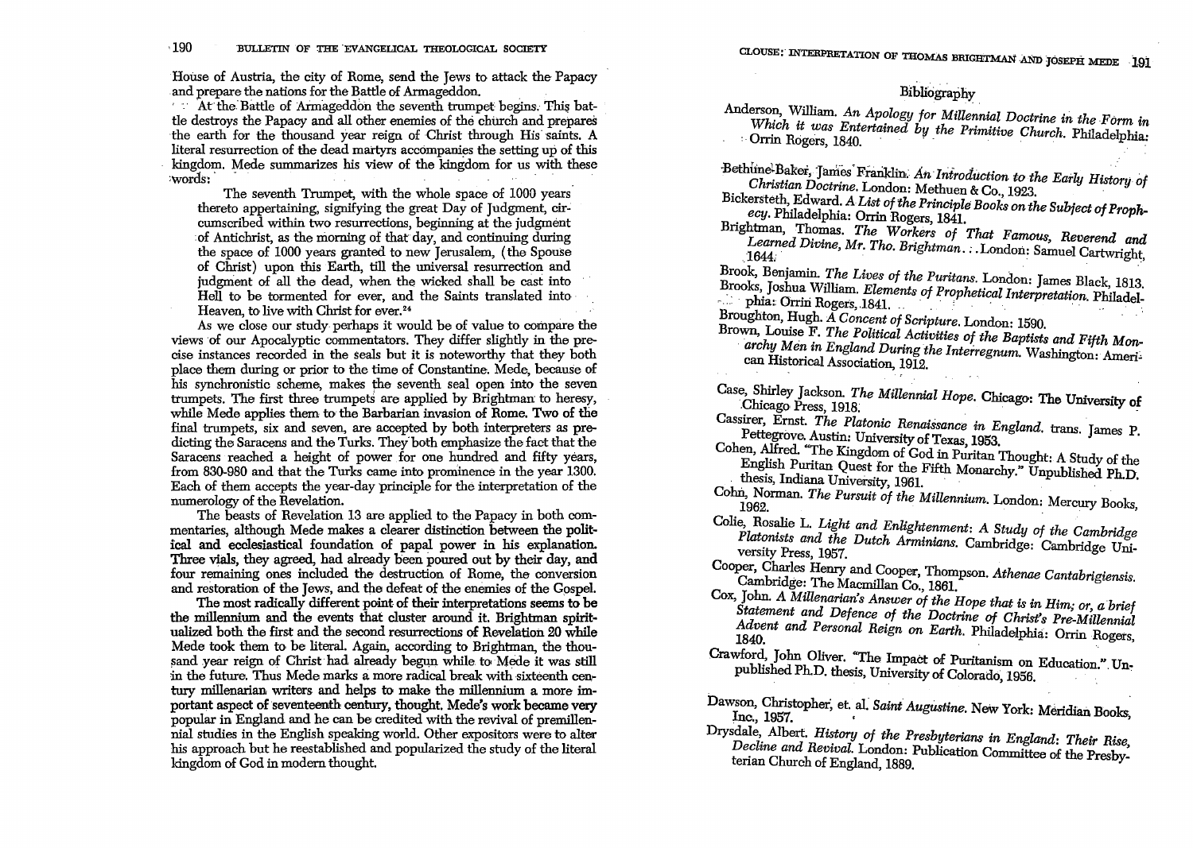House of Austria, the city of Rome, send the Jews to attack the Papacy and prepare the nations for the Battle of Armageddon.

At the Battle of Armageddon the seventh trumpet begins. This battle destroys the Papacy and all other enemies of the church and prepares the earth for the thousand year reign of Christ through His saints. A literal resurrection of the dead martyrs accompanies the setting up of this kingdom. Mede summarizes his view of the kingdom for us with these words:

> The seventh Trumpet, with the whole space of 1000 years thereto appertaining, signifying the great Day of Judgment, circumscribed within two resurrections, beginning at the judgment of Antichrist, as the morning of that day, and continuing during the space of 1000 years granted to new Jerusalem, (the Spouse of Christ) upon this Earth, till the universal resurrection and judgment of all the dead, when the wicked shall be cast into Hell to be tormented for ever, and the Saints translated into Heaven, to live with Christ for ever.[24]

As we close our study perhaps it would be of value to compare the views of our Apocalyptic commentators. They differ slightly in the precise instances recorded in the seals but it is noteworthy that they both place them during or prior to the time of Constantine. Mede, because of his synchronistic scheme, makes the seventh seal open into the seven trumpets. The first three trumpets are applied by Brightman to heresy, while Mede applies them to the Barbarian invasion of Rome. Two of the final trumpets, six and seven, are accepted by both interpreters as predicting the Saracens and the Turks. They both emphasize the fact that the Saracens reached a height of power for one hundred and fifty years, from 830-980 and that the Turks came into prominence in the year 1300. Each of them accepts the year-day principle for the interpretation of the numerology of the Revelation.

The beasts of Revelation 13 are applied to the Papacy in both commentaries, although Mede makes a clearer distinction between the political and ecclesiastical foundation of papal power in his explanation. Three vials, they agreed, had already been poured out by their day, and four remaining ones included the destruction of Rome, the conversion and restoration of the Jews, and the defeat of the enemies of the Gospel.

The most radically different point of their interpretations seems to be the millennium and the events that cluster around it. Brightman spiritualized both the first and the second resurrections of Revelation 20 while Mede took them to be literal. Again, according to Brightman, the thousand year reign of Christ had already begun while to Mede it was still in the future. Thus Mede marks a more radical break with sixteenth century millenarian writers and helps to make the millennium a more important aspect of seventeenth century thought. Mede's work became very popular in England and he can be credited with the revival of premillennial studies in the English speaking world. Other expositors were to alter his approach but he reestablished and popularized the study of the literal kingdom of God in modern thought.

## Bibliography

Anderson, William. *An Apology for Millennial Doctrine in the Form in Which it was Entertained by the Primitive Church.* Philadelphia: Orrin Rogers, 1840.

Bethune-Baker, James Franklin. *An Introduction to the Early History of Christian Doctrine.* London: Methuen & Co., 1923.

Bickersteth, Edward. *A List of the Principle Books on the Subject of Prophecy.* Philadelphia: Orrin Rogers, 1841.

Brightman, Thomas. *The Workers of That Famous, Reverend and Learned Divine, Mr. Tho. Brightman...* London: Samuel Cartwright, 1644.

Brook, Benjamin. *The Lives of the Puritans.* London: James Black, 1813.

Brooks, Joshua William. *Elements of Prophetical Interpretation.* Philadelphia: Orrin Rogers, 1841.

Broughton, Hugh. *A Concent of Scripture.* London: 1590.

Brown, Louise F. *The Political Activities of the Baptists and Fifth Monarchy Men in England During the Interregnum.* Washington: American Historical Association, 1912.

Case, Shirley Jackson. *The Millennial Hope.* Chicago: The University of Chicago Press, 1918.

Cassirer, Ernst. *The Platonic Renaissance in England.* trans. James P. Pettegrove. Austin: University of Texas, 1953.

Cohen, Alfred. "The Kingdom of God in Puritan Thought: A Study of the English Puritan Quest for the Fifth Monarchy." Unpublished Ph.D. thesis, Indiana University, 1961.

Cohn, Norman. *The Pursuit of the Millennium.* London: Mercury Books, 1962.

Colie, Rosalie L. *Light and Enlightenment: A Study of the Cambridge Platonists and the Dutch Arminians.* Cambridge: Cambridge University Press, 1957.

Cooper, Charles Henry and Cooper, Thompson. *Athenae Cantabrigiensis.* Cambridge: The Macmillan Co., 1861.

Cox, John. *A Millenarian's Answer of the Hope that is in Him; or, a brief Statement and Defence of the Doctrine of Christ's Pre-Millennial Advent and Personal Reign on Earth.* Philadelphia: Orrin Rogers, 1840.

Crawford, John Oliver. "The Impact of Puritanism on Education." Unpublished Ph.D. thesis, University of Colorado, 1956.

Dawson, Christopher, et. al. *Saint Augustine.* New York: Meridian Books, Inc., 1957.

Drysdale, Albert. *History of the Presbyterians in England: Their Rise, Decline and Revival.* London: Publication Committee of the Presbyterian Church of England, 1889.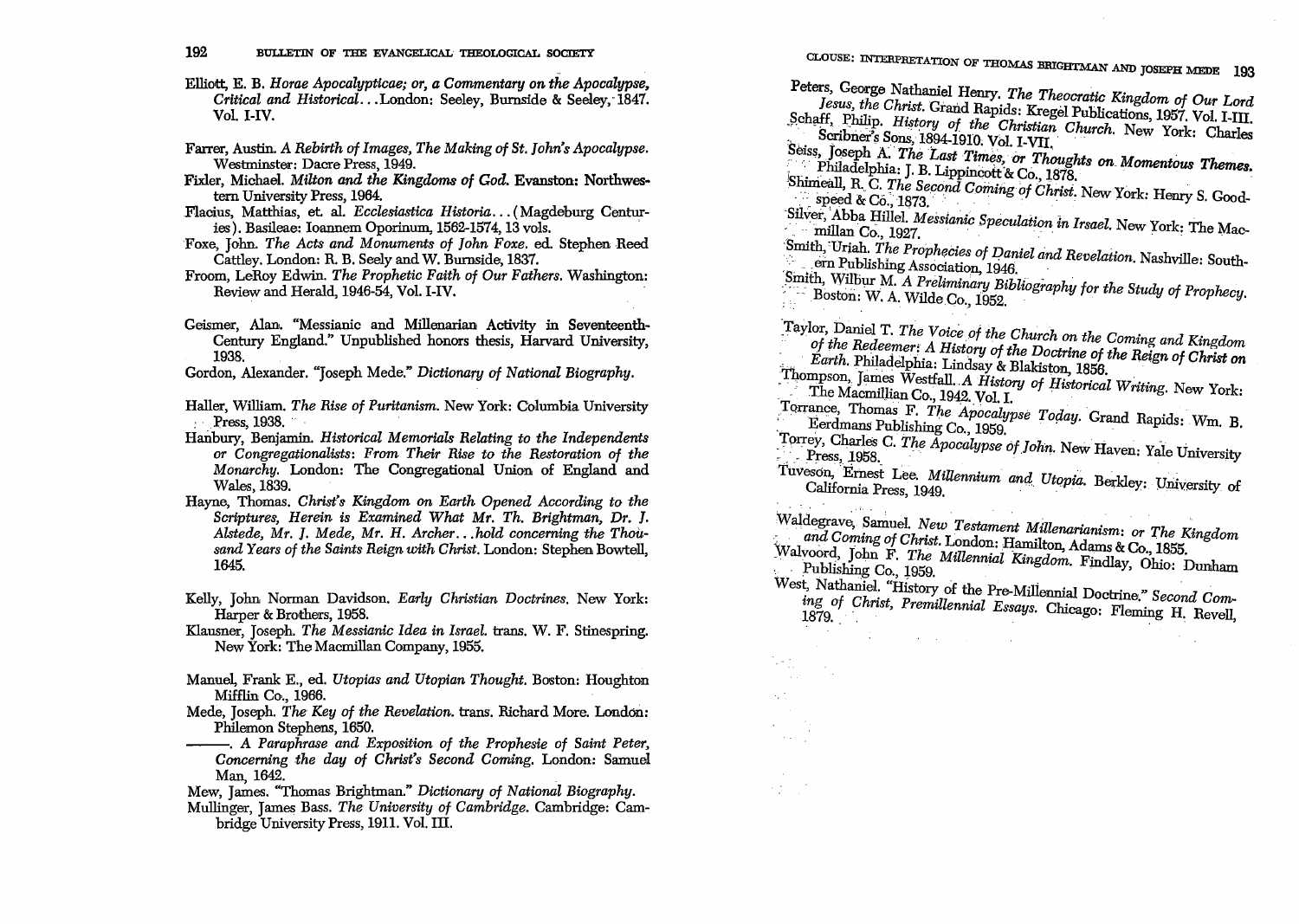Elliott, E. B. *Horae Apocalypticae; or, a Commentary on the Apocalypse, Critical and Historical*. . . London: Seeley, Burnside & Seeley, 1847. Vol. I-IV.

Farrer, Austin. *A Rebirth of Images, The Making of St. John's Apocalypse*. Westminster: Dacre Press, 1949.

Fixler, Michael. *Milton and the Kingdoms of God*. Evanston: Northwestern University Press, 1964.

Flacius, Matthias, et. al. *Ecclesiastica Historia*. . . (Magdeburg Centuries). Basileae: Ioannem Oporinum, 1562-1574, 13 vols.

Foxe, John. *The Acts and Monuments of John Foxe*. ed. Stephen Reed Cattley. London: R. B. Seely and W. Burnside, 1837.

Froom, LeRoy Edwin. *The Prophetic Faith of Our Fathers*. Washington: Review and Herald, 1946-54, Vol. I-IV.

Geismer, Alan. "Messianic and Millenarian Activity in Seventeenth-Century England." Unpublished honors thesis, Harvard University, 1938.

Gordon, Alexander. "Joseph Mede." *Dictionary of National Biography*.

Haller, William. *The Rise of Puritanism*. New York: Columbia University Press, 1938.

Hanbury, Benjamin. *Historical Memorials Relating to the Independents or Congregationalists: From Their Rise to the Restoration of the Monarchy*. London: The Congregational Union of England and Wales, 1839.

Hayne, Thomas. *Christ's Kingdom on Earth Opened According to the Scriptures, Herein is Examined What Mr. Th. Brightman, Dr. J. Alstede, Mr. J. Mede, Mr. H. Archer*. . . *hold concerning the Thousand Years of the Saints Reign with Christ*. London: Stephen Bowtell, 1645.

Kelly, John Norman Davidson. *Early Christian Doctrines*. New York: Harper & Brothers, 1958.

Klausner, Joseph. *The Messianic Idea in Israel*. trans. W. F. Stinespring. New York: The Macmillan Company, 1955.

Manuel, Frank E., ed. *Utopias and Utopian Thought*. Boston: Houghton Mifflin Co., 1966.

Mede, Joseph. *The Key of the Revelation*. trans. Richard More. London: Philemon Stephens, 1650.

———. *A Paraphrase and Exposition of the Prophesie of Saint Peter, Concerning the day of Christ's Second Coming*. London: Samuel Man, 1642.

Mew, James. "Thomas Brightman." *Dictionary of National Biography*.

Mullinger, James Bass. *The University of Cambridge*. Cambridge: Cambridge University Press, 1911. Vol. III.

Peters, George Nathaniel Henry. *The Theocratic Kingdom of Our Lord Jesus, the Christ*. Grand Rapids: Kregel Publications, 1957. Vol. I-III.

Schaff, Philip. *History of the Christian Church*. New York: Charles Scribner's Sons, 1894-1910. Vol. I-VII.

Seiss, Joseph A. *The Last Times, or Thoughts on Momentous Themes*. Philadelphia: J. B. Lippincott & Co., 1878.

Shimeall, R. C. *The Second Coming of Christ*. New York: Henry S. Goodspeed & Co., 1873.

Silver, Abba Hillel. *Messianic Speculation in Israel*. New York: The Macmillan Co., 1927.

Smith, Uriah. *The Prophecies of Daniel and Revelation*. Nashville: Southern Publishing Association, 1946.

Smith, Wilbur M. *A Preliminary Bibliography for the Study of Prophecy*. Boston: W. A. Wilde Co., 1952.

Taylor, Daniel T. *The Voice of the Church on the Coming and Kingdom of the Redeemer: A History of the Doctrine of the Reign of Christ on Earth*. Philadelphia: Lindsay & Blakiston, 1856.

Thompson, James Westfall. *A History of Historical Writing*. New York: The Macmillian Co., 1942. Vol. I.

Torrance, Thomas F. *The Apocalypse Today*. Grand Rapids: Wm. B. Eerdmans Publishing Co., 1959.

Torrey, Charles C. *The Apocalypse of John*. New Haven: Yale University Press, 1958.

Tuveson, Ernest Lee. *Millennium and Utopia*. Berkley: University of California Press, 1949.

Waldegrave, Samuel. *New Testament Millenarianism: or The Kingdom and Coming of Christ*. London: Hamilton, Adams & Co., 1855.

Walvoord, John F. *The Millennial Kingdom*. Findlay, Ohio: Dunham Publishing Co., 1959.

West, Nathaniel. "History of the Pre-Millennial Doctrine." *Second Coming of Christ, Premillennial Essays*. Chicago: Fleming H. Revell, 1879.